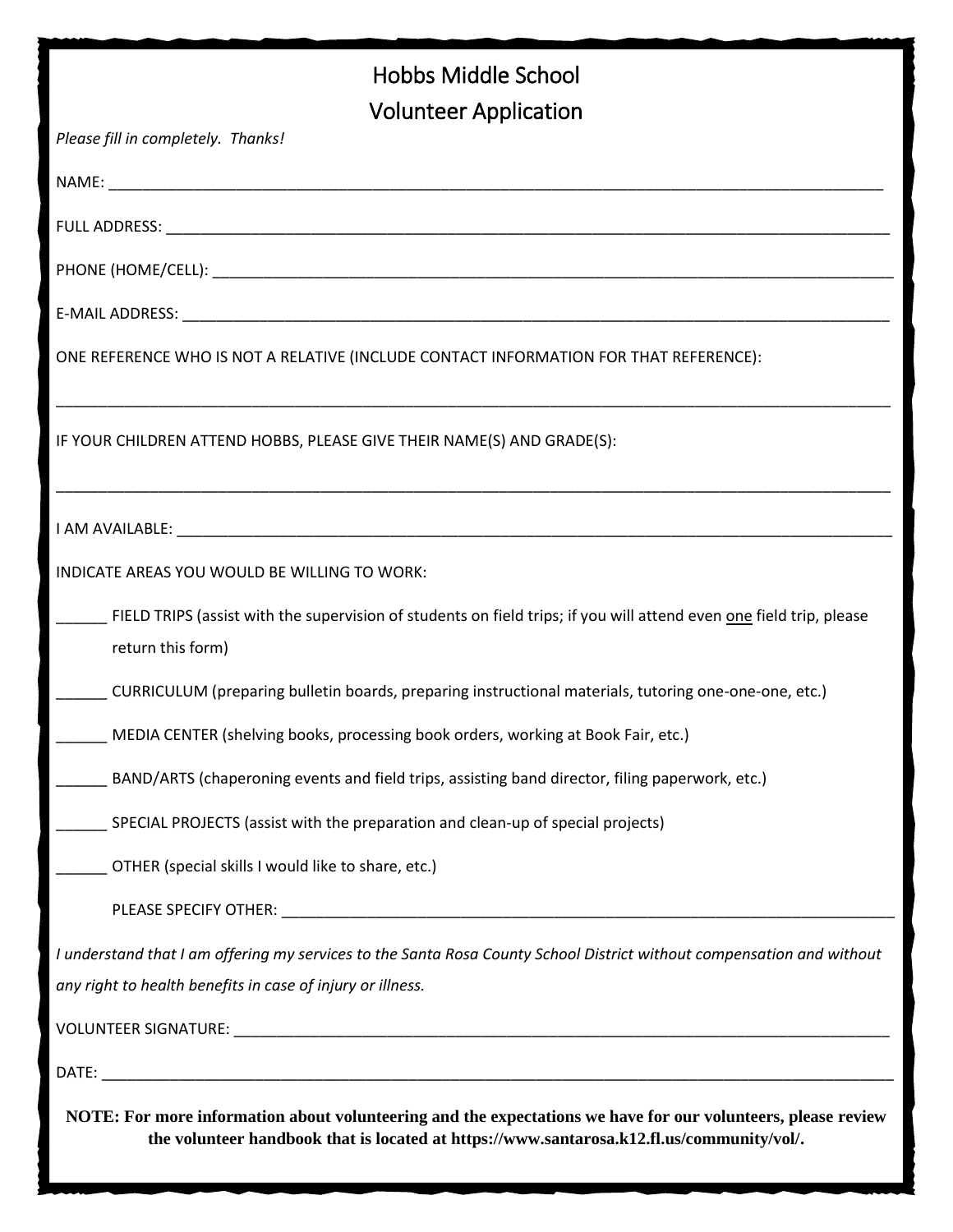# Hobbs Middle School

## Volunteer Application

*Please fill in completely. Thanks!*

NAME: ____________________________________________________________________________________________

FULL ADDRESS: _____________________________________________________________________________________

PHONE (HOME/CELL): _________________________________________________________________________________

E-MAIL ADDRESS: ___________________________________________________________________________________

ONE REFERENCE WHO IS NOT A RELATIVE (INCLUDE CONTACT INFORMATION FOR THAT REFERENCE):

____________________________________________________________________________________________________

IF YOUR CHILDREN ATTEND HOBBS, PLEASE GIVE THEIR NAME(S) AND GRADE(S):

____________________________________________________________________________________________________

I AM AVAILABLE: ____________________________________________________________________________________

INDICATE AREAS YOU WOULD BE WILLING TO WORK:

______ FIELD TRIPS (assist with the supervision of students on field trips; if you will attend even <u>one</u> field trip, please return this form)

______ CURRICULUM (preparing bulletin boards, preparing instructional materials, tutoring one-one-one, etc.)

______ MEDIA CENTER (shelving books, processing book orders, working at Book Fair, etc.)

______ BAND/ARTS (chaperoning events and field trips, assisting band director, filing paperwork, etc.)

______ SPECIAL PROJECTS (assist with the preparation and clean-up of special projects)

______ OTHER (special skills I would like to share, etc.)

PLEASE SPECIFY OTHER: ______________________________________________________________________________

*I understand that I am offering my services to the Santa Rosa County School District without compensation and without any right to health benefits in case of injury or illness.*

VOLUNTEER SIGNATURE: _______________________________________________________________________________

DATE: ______________________________________________________________________________________________

**NOTE: For more information about volunteering and the expectations we have for our volunteers, please review the volunteer handbook that is located at https://www.santarosa.k12.fl.us/community/vol/.**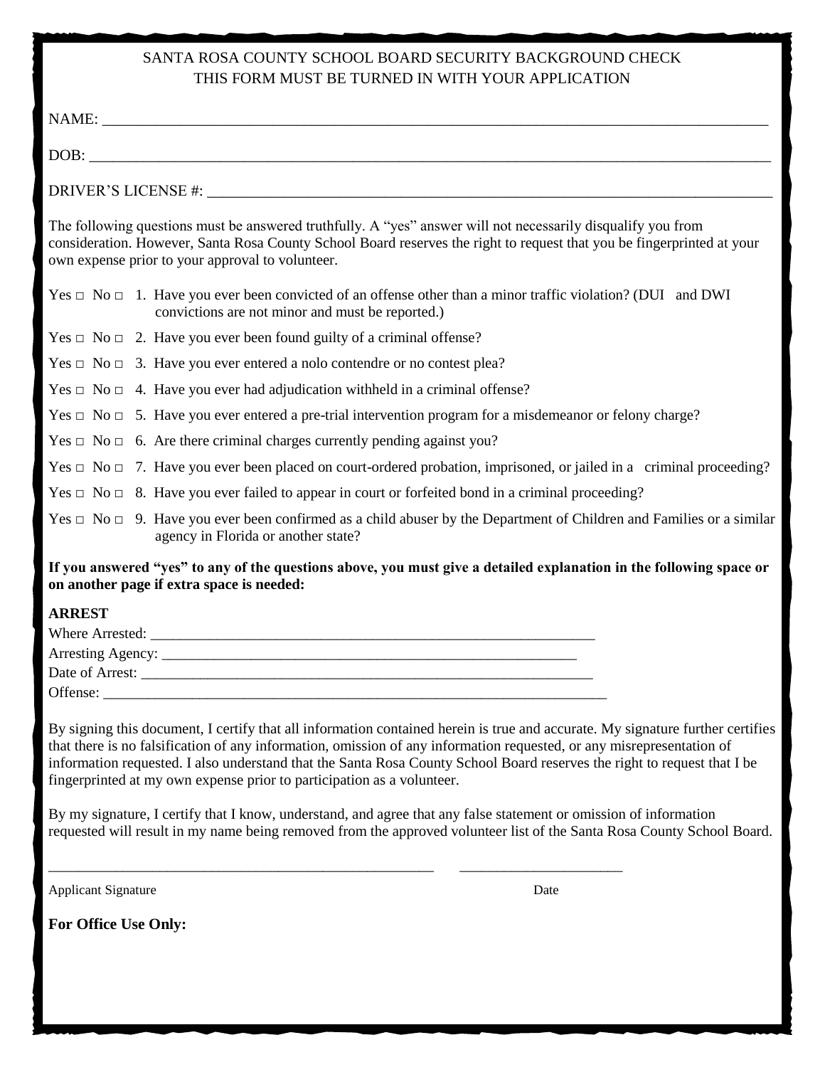SANTA ROSA COUNTY SCHOOL BOARD SECURITY BACKGROUND CHECK
THIS FORM MUST BE TURNED IN WITH YOUR APPLICATION

NAME: ___________________________________________________________________________

DOB: ____________________________________________________________________________

DRIVER'S LICENSE #: _____________________________________________________________

The following questions must be answered truthfully. A "yes" answer will not necessarily disqualify you from consideration. However, Santa Rosa County School Board reserves the right to request that you be fingerprinted at your own expense prior to your approval to volunteer.

Yes □ No □ 1. Have you ever been convicted of an offense other than a minor traffic violation? (DUI and DWI convictions are not minor and must be reported.)

Yes □ No □ 2. Have you ever been found guilty of a criminal offense?

Yes □ No □ 3. Have you ever entered a nolo contendre or no contest plea?

Yes □ No □ 4. Have you ever had adjudication withheld in a criminal offense?

Yes □ No □ 5. Have you ever entered a pre-trial intervention program for a misdemeanor or felony charge?

Yes □ No □ 6. Are there criminal charges currently pending against you?

Yes □ No □ 7. Have you ever been placed on court-ordered probation, imprisoned, or jailed in a criminal proceeding?

Yes □ No □ 8. Have you ever failed to appear in court or forfeited bond in a criminal proceeding?

Yes □ No □ 9. Have you ever been confirmed as a child abuser by the Department of Children and Families or a similar agency in Florida or another state?

**If you answered "yes" to any of the questions above, you must give a detailed explanation in the following space or on another page if extra space is needed:**

**ARREST**

Where Arrested: ______________________________________________________

Arresting Agency: ____________________________________________________

Date of Arrest: ______________________________________________________

Offense: ___________________________________________________________

By signing this document, I certify that all information contained herein is true and accurate. My signature further certifies that there is no falsification of any information, omission of any information requested, or any misrepresentation of information requested. I also understand that the Santa Rosa County School Board reserves the right to request that I be fingerprinted at my own expense prior to participation as a volunteer.

By my signature, I certify that I know, understand, and agree that any false statement or omission of information requested will result in my name being removed from the approved volunteer list of the Santa Rosa County School Board.

_____________________________________________ ______________________

Applicant Signature Date

**For Office Use Only:**